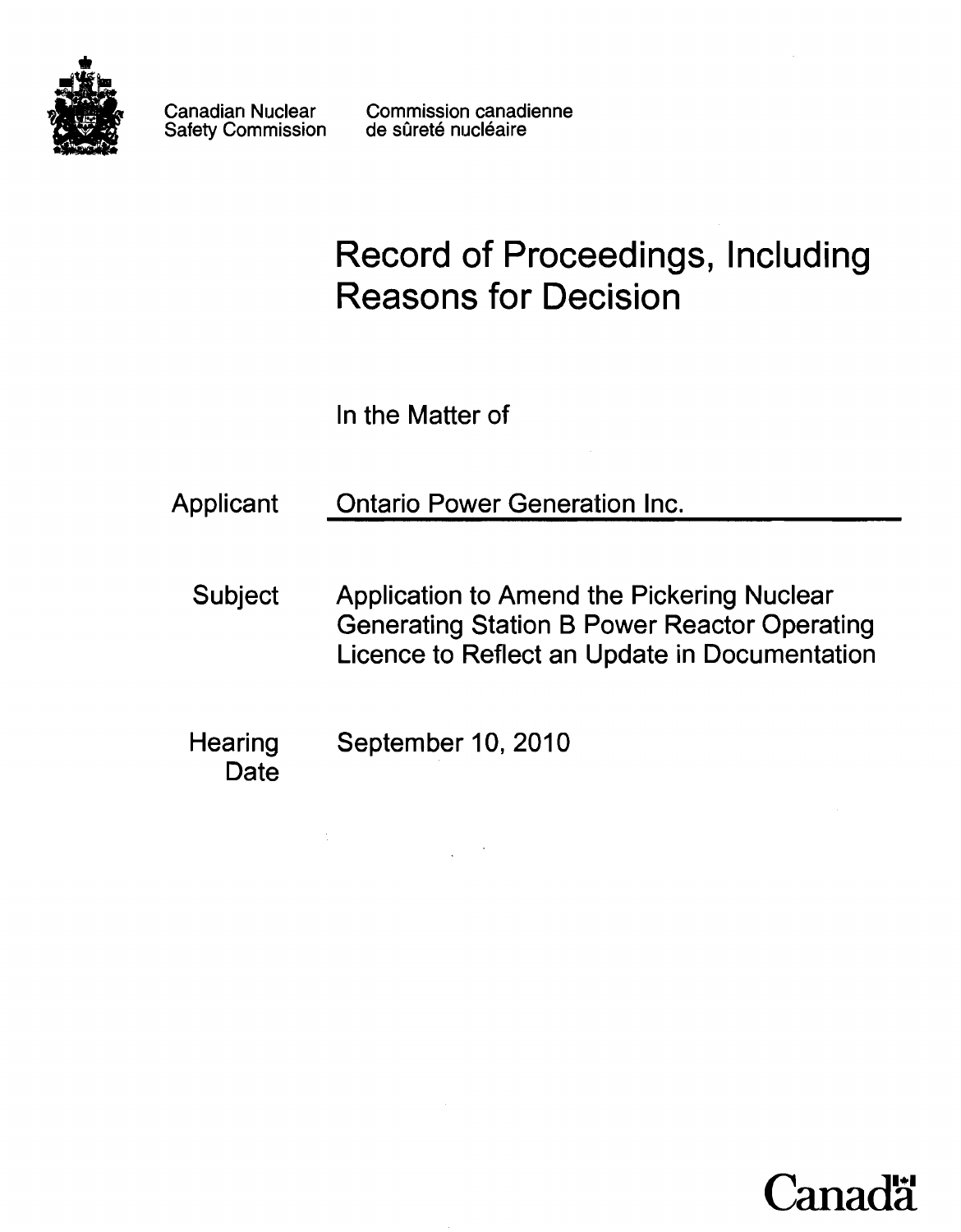Canadian Nuclear Safety Commission

Commission canadienne de sûreté nucléaire

# Record of Proceedings, Including Reasons for Decision

In the Matter of

| | |
|---|---|
| Applicant | Ontario Power Generation Inc. |
| Subject | Application to Amend the Pickering Nuclear Generating Station B Power Reactor Operating Licence to Reflect an Update in Documentation |
| Hearing Date | September 10, 2010 |

Canadä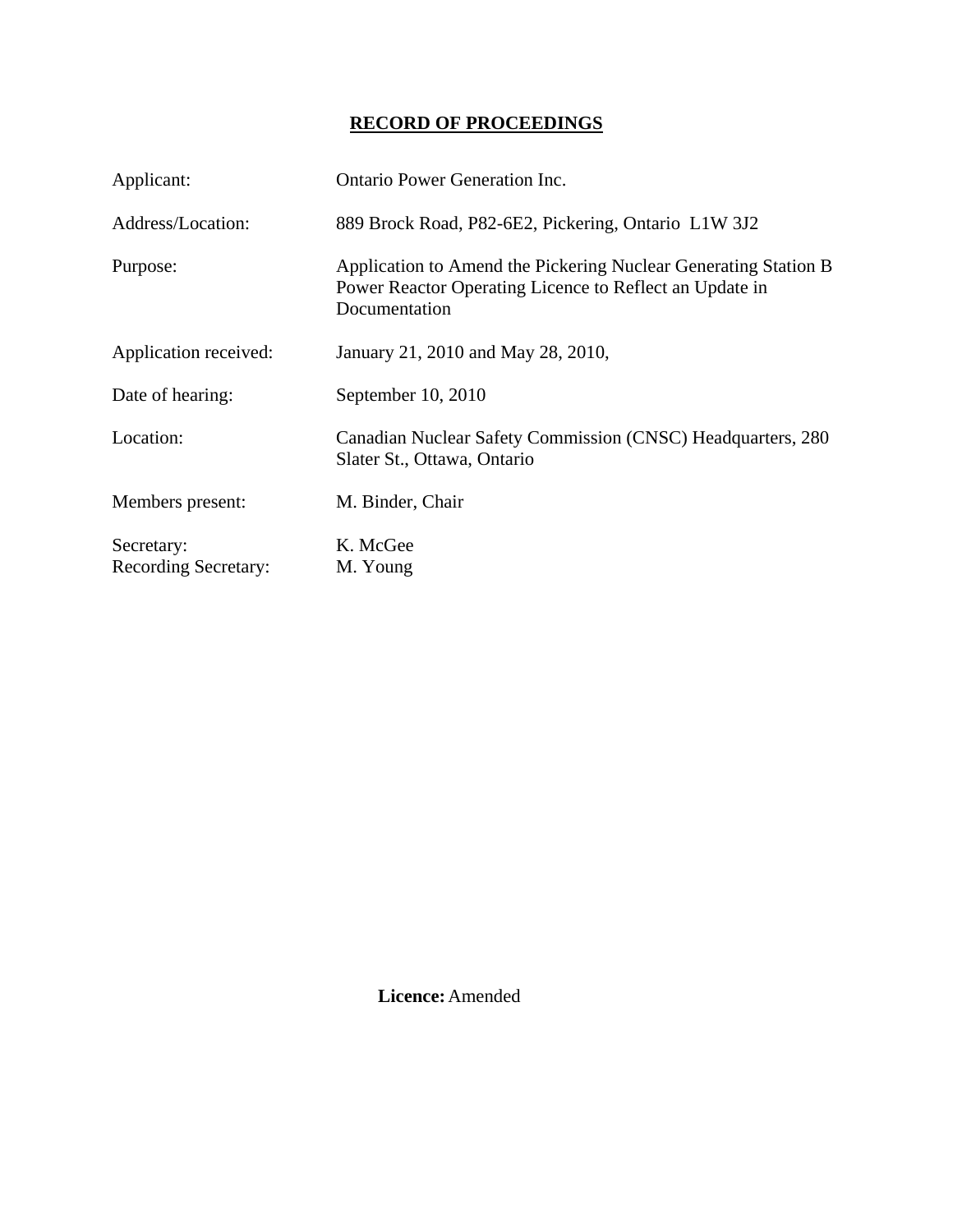# **RECORD OF PROCEEDINGS**

| | |
|---|---|
| Applicant: | Ontario Power Generation Inc. |
| Address/Location: | 889 Brock Road, P82-6E2, Pickering, Ontario L1W 3J2 |
| Purpose: | Application to Amend the Pickering Nuclear Generating Station B Power Reactor Operating Licence to Reflect an Update in Documentation |
| Application received: | January 21, 2010 and May 28, 2010, |
| Date of hearing: | September 10, 2010 |
| Location: | Canadian Nuclear Safety Commission (CNSC) Headquarters, 280 Slater St., Ottawa, Ontario |
| Members present: | M. Binder, Chair |
| Secretary: | K. McGee |
| Recording Secretary: | M. Young |

**Licence:** Amended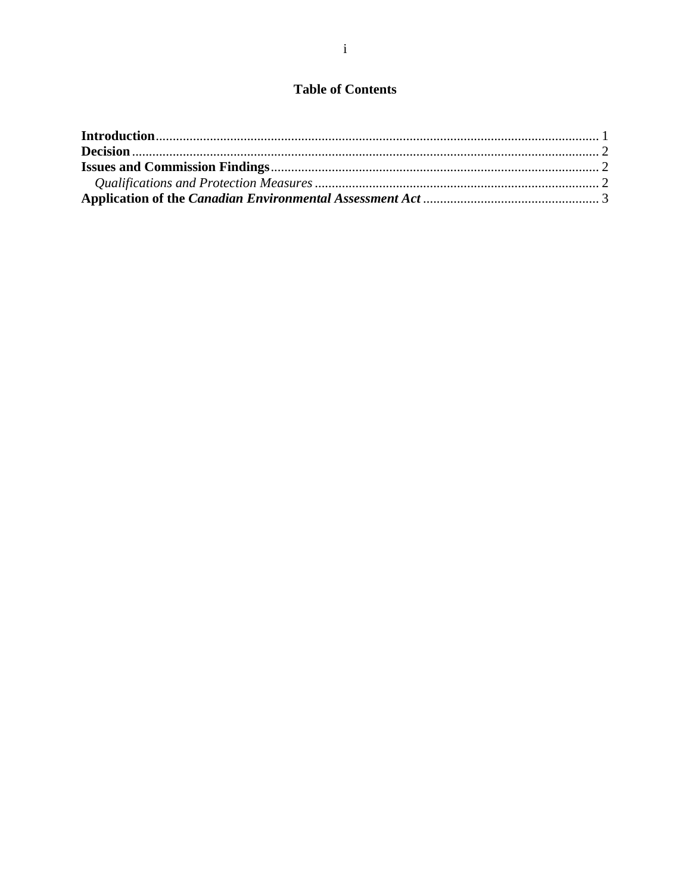# Table of Contents

**Introduction** .......................................................................................................................... 1
**Decision** ................................................................................................................................ 2
**Issues and Commission Findings** ........................................................................................ 2
    *Qualifications and Protection Measures* ............................................................................ 2
**Application of the *Canadian Environmental Assessment Act*** ........................................ 3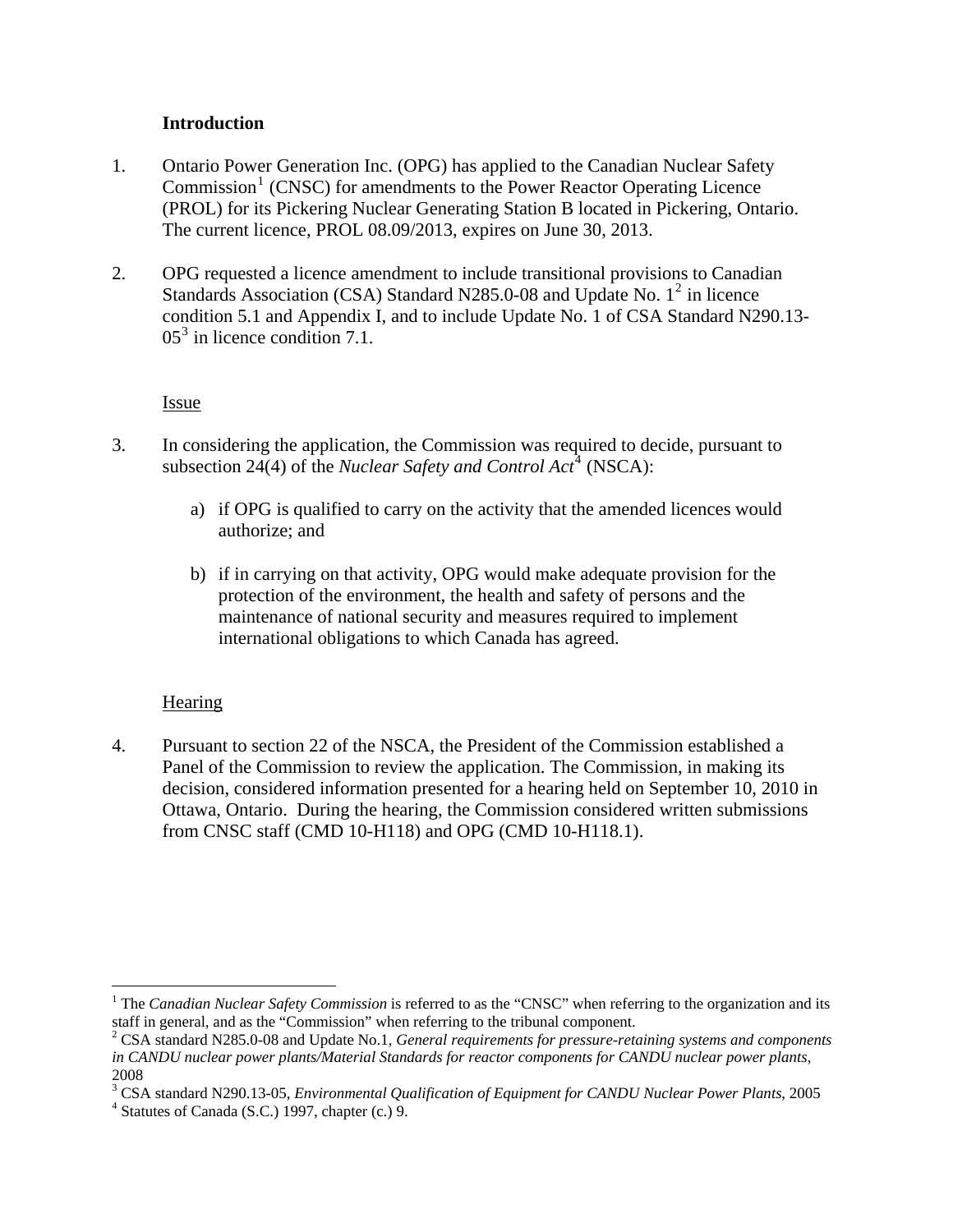## Introduction

1. Ontario Power Generation Inc. (OPG) has applied to the Canadian Nuclear Safety Commission[1] (CNSC) for amendments to the Power Reactor Operating Licence (PROL) for its Pickering Nuclear Generating Station B located in Pickering, Ontario. The current licence, PROL 08.09/2013, expires on June 30, 2013.

2. OPG requested a licence amendment to include transitional provisions to Canadian Standards Association (CSA) Standard N285.0-08 and Update No. 1[2] in licence condition 5.1 and Appendix I, and to include Update No. 1 of CSA Standard N290.13-05[3] in licence condition 7.1.

### Issue

3. In considering the application, the Commission was required to decide, pursuant to subsection 24(4) of the *Nuclear Safety and Control Act*[4] (NSCA):

   a) if OPG is qualified to carry on the activity that the amended licences would authorize; and

   b) if in carrying on that activity, OPG would make adequate provision for the protection of the environment, the health and safety of persons and the maintenance of national security and measures required to implement international obligations to which Canada has agreed.

### Hearing

4. Pursuant to section 22 of the NSCA, the President of the Commission established a Panel of the Commission to review the application. The Commission, in making its decision, considered information presented for a hearing held on September 10, 2010 in Ottawa, Ontario. During the hearing, the Commission considered written submissions from CNSC staff (CMD 10-H118) and OPG (CMD 10-H118.1).

---

[1] The *Canadian Nuclear Safety Commission* is referred to as the "CNSC" when referring to the organization and its staff in general, and as the "Commission" when referring to the tribunal component.

[2] CSA standard N285.0-08 and Update No.1, *General requirements for pressure-retaining systems and components in CANDU nuclear power plants/Material Standards for reactor components for CANDU nuclear power plants*, 2008

[3] CSA standard N290.13-05, *Environmental Qualification of Equipment for CANDU Nuclear Power Plants*, 2005

[4] Statutes of Canada (S.C.) 1997, chapter (c.) 9.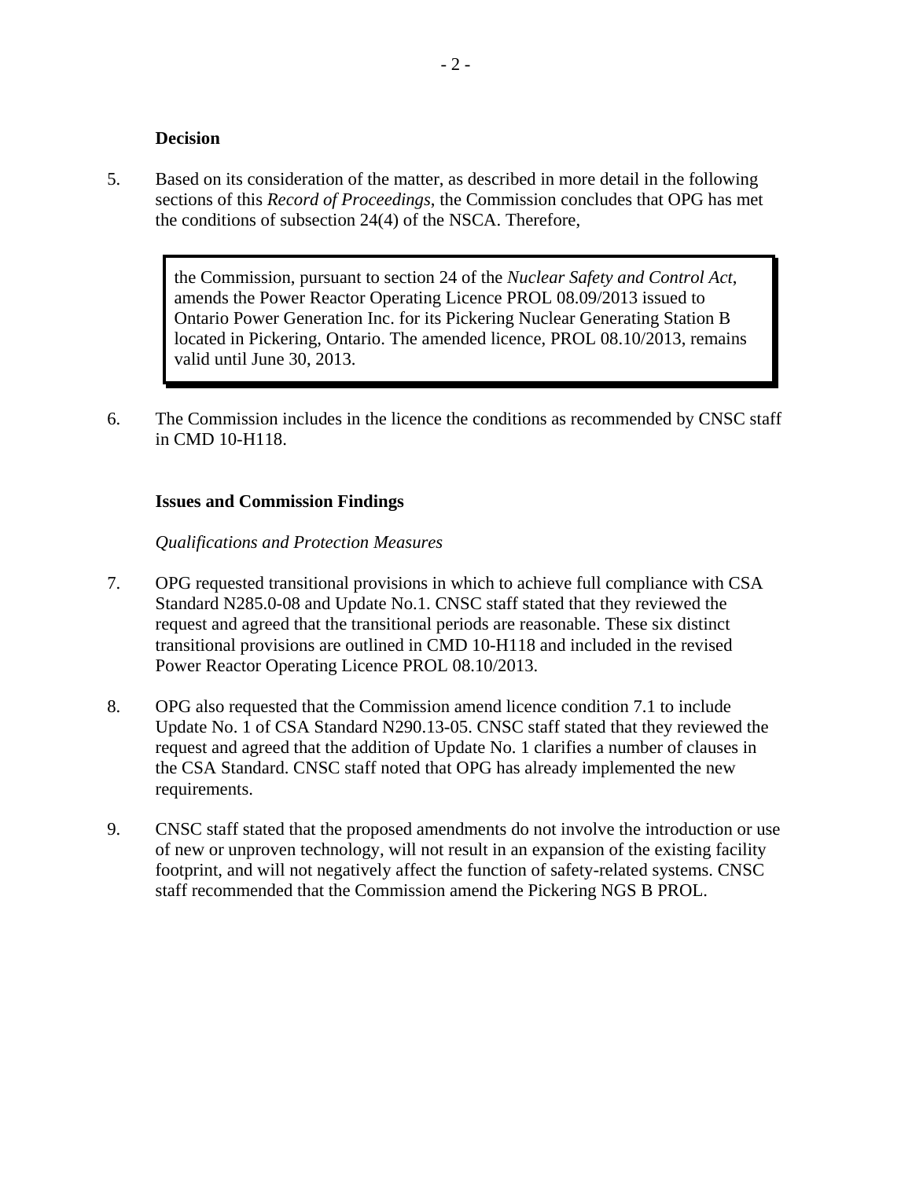**Decision**

5. Based on its consideration of the matter, as described in more detail in the following sections of this *Record of Proceedings*, the Commission concludes that OPG has met the conditions of subsection 24(4) of the NSCA. Therefore,

> the Commission, pursuant to section 24 of the *Nuclear Safety and Control Act*, amends the Power Reactor Operating Licence PROL 08.09/2013 issued to Ontario Power Generation Inc. for its Pickering Nuclear Generating Station B located in Pickering, Ontario. The amended licence, PROL 08.10/2013, remains valid until June 30, 2013.

6. The Commission includes in the licence the conditions as recommended by CNSC staff in CMD 10-H118.

**Issues and Commission Findings**

*Qualifications and Protection Measures*

7. OPG requested transitional provisions in which to achieve full compliance with CSA Standard N285.0-08 and Update No.1. CNSC staff stated that they reviewed the request and agreed that the transitional periods are reasonable. These six distinct transitional provisions are outlined in CMD 10-H118 and included in the revised Power Reactor Operating Licence PROL 08.10/2013.

8. OPG also requested that the Commission amend licence condition 7.1 to include Update No. 1 of CSA Standard N290.13-05. CNSC staff stated that they reviewed the request and agreed that the addition of Update No. 1 clarifies a number of clauses in the CSA Standard. CNSC staff noted that OPG has already implemented the new requirements.

9. CNSC staff stated that the proposed amendments do not involve the introduction or use of new or unproven technology, will not result in an expansion of the existing facility footprint, and will not negatively affect the function of safety-related systems. CNSC staff recommended that the Commission amend the Pickering NGS B PROL.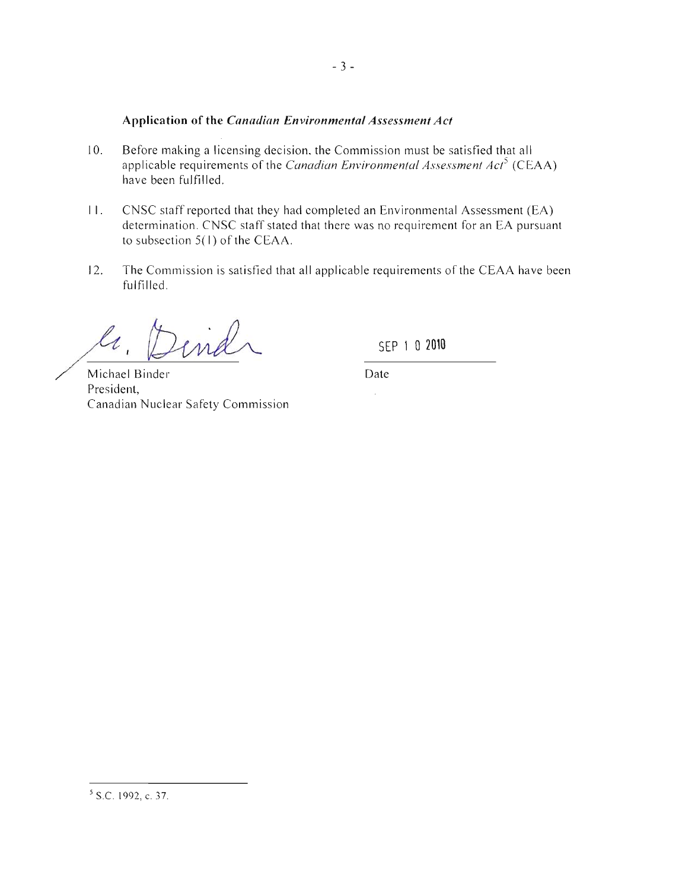### Application of the *Canadian Environmental Assessment Act*

10. Before making a licensing decision, the Commission must be satisfied that all applicable requirements of the *Canadian Environmental Assessment Act*[5] (CEAA) have been fulfilled.

11. CNSC staff reported that they had completed an Environmental Assessment (EA) determination. CNSC staff stated that there was no requirement for an EA pursuant to subsection 5(1) of the CEAA.

12. The Commission is satisfied that all applicable requirements of the CEAA have been fulfilled.

Michael Binder
President,
Canadian Nuclear Safety Commission

SEP 10 2010
Date

---

[5] S.C. 1992, c. 37.